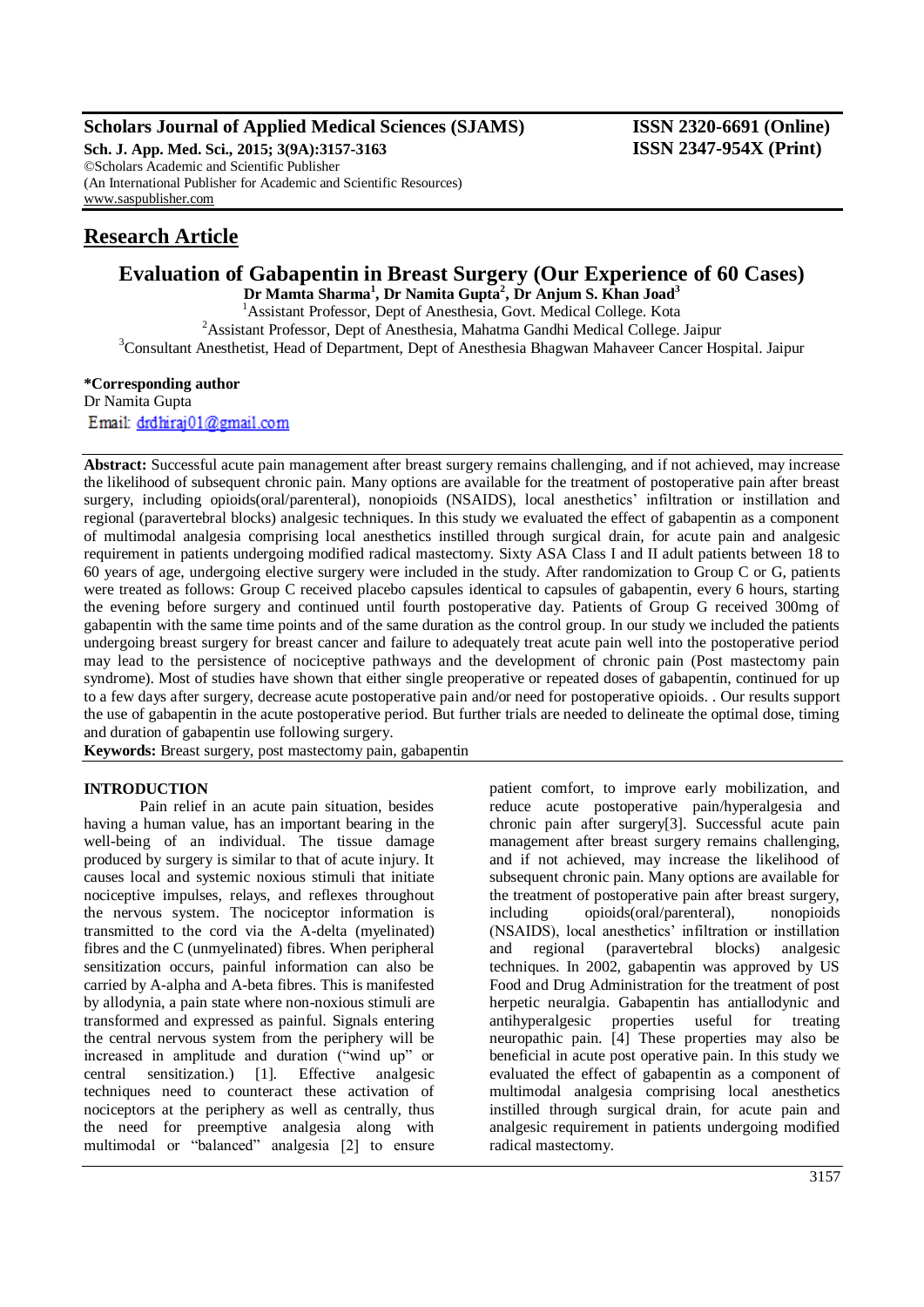## Research Article

# Evaluation of Gabapentin in Breast Surgery (Our Experience of 60 Cases)

**Dr Mamta Sharma[1], Dr Namita Gupta[2], Dr Anjum S. Khan Joad[3]**

[1]Assistant Professor, Dept of Anesthesia, Govt. Medical College. Kota

[2]Assistant Professor, Dept of Anesthesia, Mahatma Gandhi Medical College. Jaipur

[3]Consultant Anesthetist, Head of Department, Dept of Anesthesia Bhagwan Mahaveer Cancer Hospital. Jaipur

**\*Corresponding author**
Dr Namita Gupta
Email: drdhiraj01@gmail.com

**Abstract:** Successful acute pain management after breast surgery remains challenging, and if not achieved, may increase the likelihood of subsequent chronic pain. Many options are available for the treatment of postoperative pain after breast surgery, including opioids(oral/parenteral), nonopioids (NSAIDS), local anesthetics' infiltration or instillation and regional (paravertebral blocks) analgesic techniques. In this study we evaluated the effect of gabapentin as a component of multimodal analgesia comprising local anesthetics instilled through surgical drain, for acute pain and analgesic requirement in patients undergoing modified radical mastectomy. Sixty ASA Class I and II adult patients between 18 to 60 years of age, undergoing elective surgery were included in the study. After randomization to Group C or G, patients were treated as follows: Group C received placebo capsules identical to capsules of gabapentin, every 6 hours, starting the evening before surgery and continued until fourth postoperative day. Patients of Group G received 300mg of gabapentin with the same time points and of the same duration as the control group. In our study we included the patients undergoing breast surgery for breast cancer and failure to adequately treat acute pain well into the postoperative period may lead to the persistence of nociceptive pathways and the development of chronic pain (Post mastectomy pain syndrome). Most of studies have shown that either single preoperative or repeated doses of gabapentin, continued for up to a few days after surgery, decrease acute postoperative pain and/or need for postoperative opioids. . Our results support the use of gabapentin in the acute postoperative period. But further trials are needed to delineate the optimal dose, timing and duration of gabapentin use following surgery.

**Keywords:** Breast surgery, post mastectomy pain, gabapentin

## INTRODUCTION

Pain relief in an acute pain situation, besides having a human value, has an important bearing in the well-being of an individual. The tissue damage produced by surgery is similar to that of acute injury. It causes local and systemic noxious stimuli that initiate nociceptive impulses, relays, and reflexes throughout the nervous system. The nociceptor information is transmitted to the cord via the A-delta (myelinated) fibres and the C (unmyelinated) fibres. When peripheral sensitization occurs, painful information can also be carried by A-alpha and A-beta fibres. This is manifested by allodynia, a pain state where non-noxious stimuli are transformed and expressed as painful. Signals entering the central nervous system from the periphery will be increased in amplitude and duration ("wind up" or central sensitization.) [1]. Effective analgesic techniques need to counteract these activation of nociceptors at the periphery as well as centrally, thus the need for preemptive analgesia along with multimodal or "balanced" analgesia [2] to ensure patient comfort, to improve early mobilization, and reduce acute postoperative pain/hyperalgesia and chronic pain after surgery[3]. Successful acute pain management after breast surgery remains challenging, and if not achieved, may increase the likelihood of subsequent chronic pain. Many options are available for the treatment of postoperative pain after breast surgery, including opioids(oral/parenteral), nonopioids (NSAIDS), local anesthetics' infiltration or instillation and regional (paravertebral blocks) analgesic techniques. In 2002, gabapentin was approved by US Food and Drug Administration for the treatment of post herpetic neuralgia. Gabapentin has antiallodynic and antihyperalgesic properties useful for treating neuropathic pain. [4] These properties may also be beneficial in acute post operative pain. In this study we evaluated the effect of gabapentin as a component of multimodal analgesia comprising local anesthetics instilled through surgical drain, for acute pain and analgesic requirement in patients undergoing modified radical mastectomy.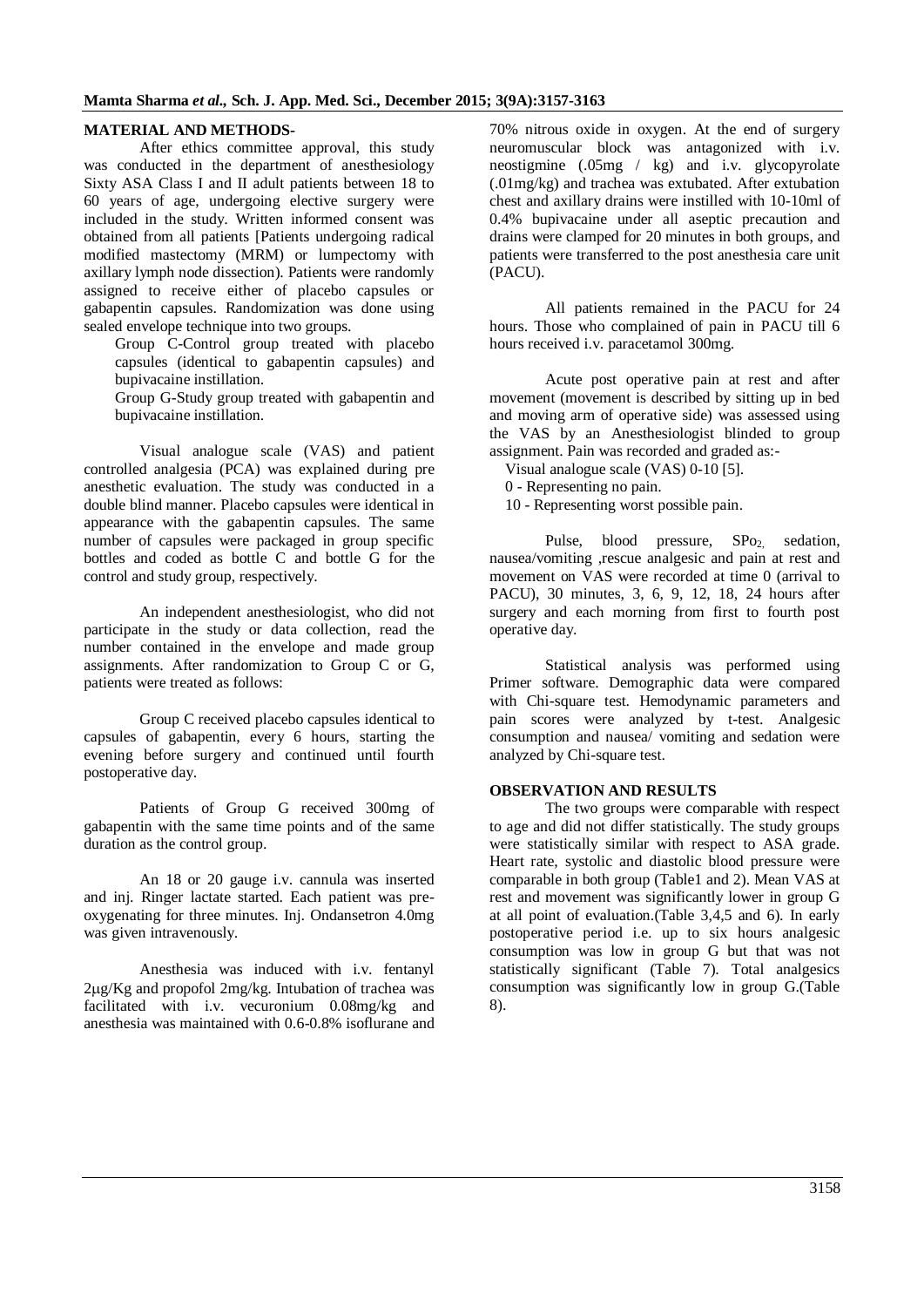## MATERIAL AND METHODS-

After ethics committee approval, this study was conducted in the department of anesthesiology Sixty ASA Class I and II adult patients between 18 to 60 years of age, undergoing elective surgery were included in the study. Written informed consent was obtained from all patients [Patients undergoing radical modified mastectomy (MRM) or lumpectomy with axillary lymph node dissection). Patients were randomly assigned to receive either of placebo capsules or gabapentin capsules. Randomization was done using sealed envelope technique into two groups.

Group C-Control group treated with placebo capsules (identical to gabapentin capsules) and bupivacaine instillation.

Group G-Study group treated with gabapentin and bupivacaine instillation.

Visual analogue scale (VAS) and patient controlled analgesia (PCA) was explained during pre anesthetic evaluation. The study was conducted in a double blind manner. Placebo capsules were identical in appearance with the gabapentin capsules. The same number of capsules were packaged in group specific bottles and coded as bottle C and bottle G for the control and study group, respectively.

An independent anesthesiologist, who did not participate in the study or data collection, read the number contained in the envelope and made group assignments. After randomization to Group C or G, patients were treated as follows:

Group C received placebo capsules identical to capsules of gabapentin, every 6 hours, starting the evening before surgery and continued until fourth postoperative day.

Patients of Group G received 300mg of gabapentin with the same time points and of the same duration as the control group.

An 18 or 20 gauge i.v. cannula was inserted and inj. Ringer lactate started. Each patient was pre-oxygenating for three minutes. Inj. Ondansetron 4.0mg was given intravenously.

Anesthesia was induced with i.v. fentanyl 2μg/Kg and propofol 2mg/kg. Intubation of trachea was facilitated with i.v. vecuronium 0.08mg/kg and anesthesia was maintained with 0.6-0.8% isoflurane and 70% nitrous oxide in oxygen. At the end of surgery neuromuscular block was antagonized with i.v. neostigmine (.05mg / kg) and i.v. glycopyrolate (.01mg/kg) and trachea was extubated. After extubation chest and axillary drains were instilled with 10-10ml of 0.4% bupivacaine under all aseptic precaution and drains were clamped for 20 minutes in both groups, and patients were transferred to the post anesthesia care unit (PACU).

All patients remained in the PACU for 24 hours. Those who complained of pain in PACU till 6 hours received i.v. paracetamol 300mg.

Acute post operative pain at rest and after movement (movement is described by sitting up in bed and moving arm of operative side) was assessed using the VAS by an Anesthesiologist blinded to group assignment. Pain was recorded and graded as:-

Visual analogue scale (VAS) 0-10 [5].

0 - Representing no pain.

10 - Representing worst possible pain.

Pulse, blood pressure, $SPo_2$, sedation, nausea/vomiting ,rescue analgesic and pain at rest and movement on VAS were recorded at time 0 (arrival to PACU), 30 minutes, 3, 6, 9, 12, 18, 24 hours after surgery and each morning from first to fourth post operative day.

Statistical analysis was performed using Primer software. Demographic data were compared with Chi-square test. Hemodynamic parameters and pain scores were analyzed by t-test. Analgesic consumption and nausea/ vomiting and sedation were analyzed by Chi-square test.

## OBSERVATION AND RESULTS

The two groups were comparable with respect to age and did not differ statistically. The study groups were statistically similar with respect to ASA grade. Heart rate, systolic and diastolic blood pressure were comparable in both group (Table1 and 2). Mean VAS at rest and movement was significantly lower in group G at all point of evaluation.(Table 3,4,5 and 6). In early postoperative period i.e. up to six hours analgesic consumption was low in group G but that was not statistically significant (Table 7). Total analgesics consumption was significantly low in group G.(Table 8).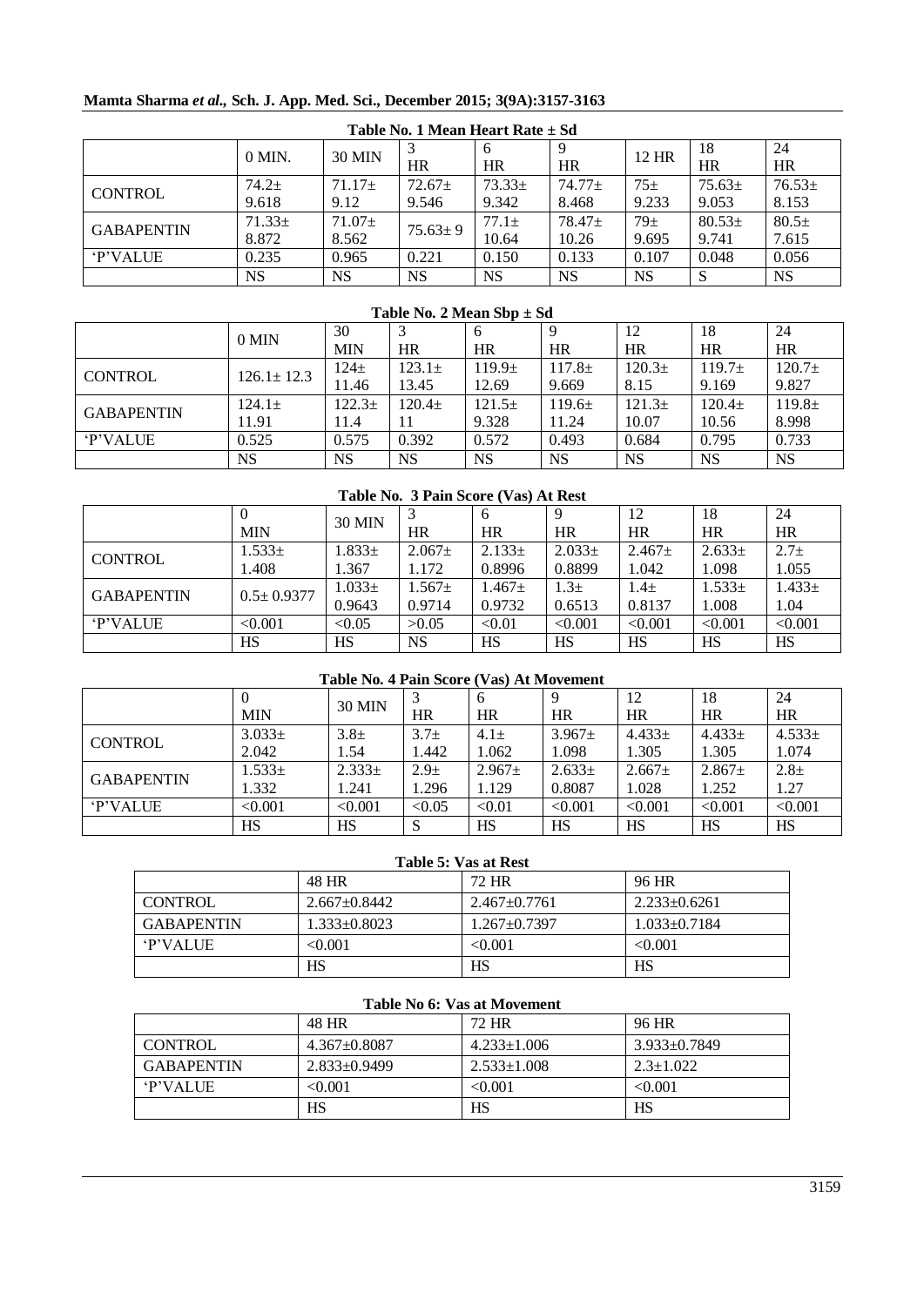**Table No. 1 Mean Heart Rate ± Sd**

| | 0 MIN. | 30 MIN | 3 HR | 6 HR | 9 HR | 12 HR | 18 HR | 24 HR |
|---|---|---|---|---|---|---|---|---|
| CONTROL | 74.2± 9.618 | 71.17± 9.12 | 72.67± 9.546 | 73.33± 9.342 | 74.77± 8.468 | 75± 9.233 | 75.63± 9.053 | 76.53± 8.153 |
| GABAPENTIN | 71.33± 8.872 | 71.07± 8.562 | 75.63± 9 | 77.1± 10.64 | 78.47± 10.26 | 79± 9.695 | 80.53± 9.741 | 80.5± 7.615 |
| 'P'VALUE | 0.235 | 0.965 | 0.221 | 0.150 | 0.133 | 0.107 | 0.048 | 0.056 |
| | NS | NS | NS | NS | NS | NS | S | NS |

**Table No. 2 Mean Sbp ± Sd**

| | 0 MIN | 30 MIN | 3 HR | 6 HR | 9 HR | 12 HR | 18 HR | 24 HR |
|---|---|---|---|---|---|---|---|---|
| CONTROL | 126.1± 12.3 | 124± 11.46 | 123.1± 13.45 | 119.9± 12.69 | 117.8± 9.669 | 120.3± 8.15 | 119.7± 9.169 | 120.7± 9.827 |
| GABAPENTIN | 124.1± 11.91 | 122.3± 11.4 | 120.4± 11 | 121.5± 9.328 | 119.6± 11.24 | 121.3± 10.07 | 120.4± 10.56 | 119.8± 8.998 |
| 'P'VALUE | 0.525 | 0.575 | 0.392 | 0.572 | 0.493 | 0.684 | 0.795 | 0.733 |
| | NS | NS | NS | NS | NS | NS | NS | NS |

**Table No. 3 Pain Score (Vas) At Rest**

| | 0 MIN | 30 MIN | 3 HR | 6 HR | 9 HR | 12 HR | 18 HR | 24 HR |
|---|---|---|---|---|---|---|---|---|
| CONTROL | 1.533± 1.408 | 1.833± 1.367 | 2.067± 1.172 | 2.133± 0.8996 | 2.033± 0.8899 | 2.467± 1.042 | 2.633± 1.098 | 2.7± 1.055 |
| GABAPENTIN | 0.5± 0.9377 | 1.033± 0.9643 | 1.567± 0.9714 | 1.467± 0.9732 | 1.3± 0.6513 | 1.4± 0.8137 | 1.533± 1.008 | 1.433± 1.04 |
| 'P'VALUE | <0.001 | <0.05 | >0.05 | <0.01 | <0.001 | <0.001 | <0.001 | <0.001 |
| | HS | HS | NS | HS | HS | HS | HS | HS |

**Table No. 4 Pain Score (Vas) At Movement**

| | 0 MIN | 30 MIN | 3 HR | 6 HR | 9 HR | 12 HR | 18 HR | 24 HR |
|---|---|---|---|---|---|---|---|---|
| CONTROL | 3.033± 2.042 | 3.8± 1.54 | 3.7± 1.442 | 4.1± 1.062 | 3.967± 1.098 | 4.433± 1.305 | 4.433± 1.305 | 4.533± 1.074 |
| GABAPENTIN | 1.533± 1.332 | 2.333± 1.241 | 2.9± 1.296 | 2.967± 1.129 | 2.633± 0.8087 | 2.667± 1.028 | 2.867± 1.252 | 2.8± 1.27 |
| 'P'VALUE | <0.001 | <0.001 | <0.05 | <0.01 | <0.001 | <0.001 | <0.001 | <0.001 |
| | HS | HS | S | HS | HS | HS | HS | HS |

**Table 5: Vas at Rest**

| | 48 HR | 72 HR | 96 HR |
|---|---|---|---|
| CONTROL | 2.667±0.8442 | 2.467±0.7761 | 2.233±0.6261 |
| GABAPENTIN | 1.333±0.8023 | 1.267±0.7397 | 1.033±0.7184 |
| 'P'VALUE | <0.001 | <0.001 | <0.001 |
| | HS | HS | HS |

**Table No 6: Vas at Movement**

| | 48 HR | 72 HR | 96 HR |
|---|---|---|---|
| CONTROL | 4.367±0.8087 | 4.233±1.006 | 3.933±0.7849 |
| GABAPENTIN | 2.833±0.9499 | 2.533±1.008 | 2.3±1.022 |
| 'P'VALUE | <0.001 | <0.001 | <0.001 |
| | HS | HS | HS |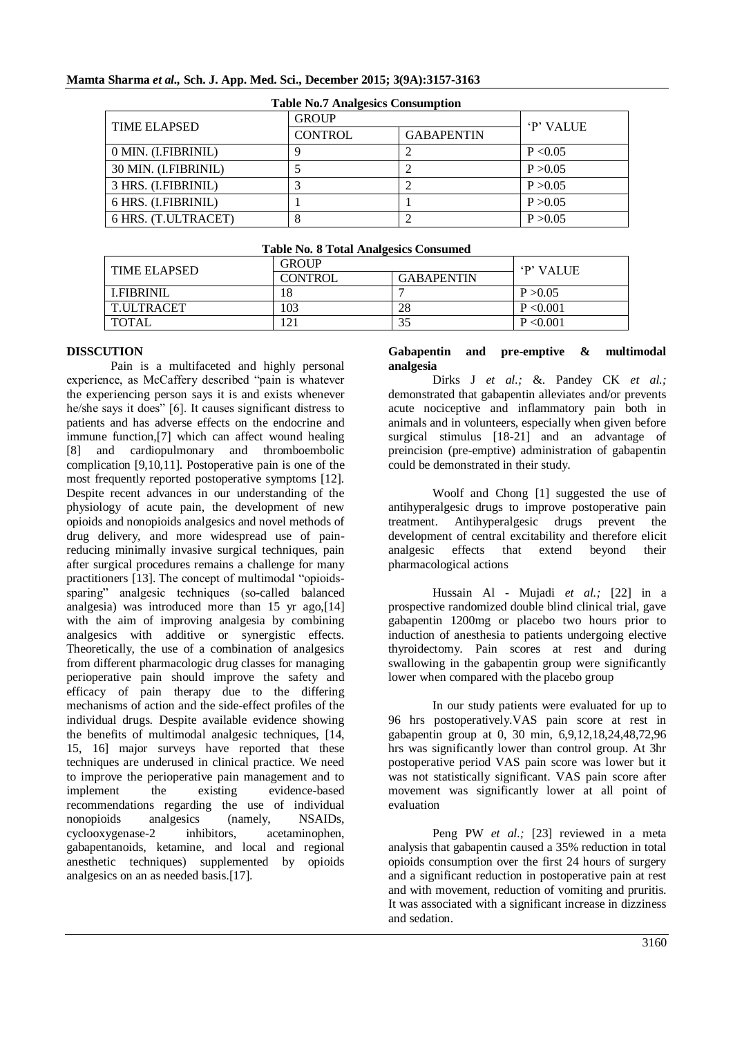**Table No.7 Analgesics Consumption**

| TIME ELAPSED | GROUP | | 'P' VALUE |
|---|---|---|---|
| | CONTROL | GABAPENTIN | |
| 0 MIN. (I.FIBRINIL) | 9 | 2 | P <0.05 |
| 30 MIN. (I.FIBRINIL) | 5 | 2 | P >0.05 |
| 3 HRS. (I.FIBRINIL) | 3 | 2 | P >0.05 |
| 6 HRS. (I.FIBRINIL) | 1 | 1 | P >0.05 |
| 6 HRS. (T.ULTRACET) | 8 | 2 | P >0.05 |

**Table No. 8 Total Analgesics Consumed**

| TIME ELAPSED | GROUP | | 'P' VALUE |
|---|---|---|---|
| | CONTROL | GABAPENTIN | |
| I.FIBRINIL | 18 | 7 | P >0.05 |
| T.ULTRACET | 103 | 28 | P <0.001 |
| TOTAL | 121 | 35 | P <0.001 |

## DISSCUTION

Pain is a multifaceted and highly personal experience, as McCaffery described "pain is whatever the experiencing person says it is and exists whenever he/she says it does" [6]. It causes significant distress to patients and has adverse effects on the endocrine and immune function,[7] which can affect wound healing [8] and cardiopulmonary and thromboembolic complication [9,10,11]. Postoperative pain is one of the most frequently reported postoperative symptoms [12]. Despite recent advances in our understanding of the physiology of acute pain, the development of new opioids and nonopioids analgesics and novel methods of drug delivery, and more widespread use of pain-reducing minimally invasive surgical techniques, pain after surgical procedures remains a challenge for many practitioners [13]. The concept of multimodal "opioids-sparing" analgesic techniques (so-called balanced analgesia) was introduced more than 15 yr ago,[14] with the aim of improving analgesia by combining analgesics with additive or synergistic effects. Theoretically, the use of a combination of analgesics from different pharmacologic drug classes for managing perioperative pain should improve the safety and efficacy of pain therapy due to the differing mechanisms of action and the side-effect profiles of the individual drugs. Despite available evidence showing the benefits of multimodal analgesic techniques, [14, 15, 16] major surveys have reported that these techniques are underused in clinical practice. We need to improve the perioperative pain management and to implement the existing evidence-based recommendations regarding the use of individual nonopioids analgesics (namely, NSAIDs, cyclooxygenase-2 inhibitors, acetaminophen, gabapentanoids, ketamine, and local and regional anesthetic techniques) supplemented by opioids analgesics on an as needed basis.[17].

### Gabapentin and pre-emptive & multimodal analgesia

Dirks J *et al.;* &. Pandey CK *et al.;* demonstrated that gabapentin alleviates and/or prevents acute nociceptive and inflammatory pain both in animals and in volunteers, especially when given before surgical stimulus [18-21] and an advantage of preincision (pre-emptive) administration of gabapentin could be demonstrated in their study.

Woolf and Chong [1] suggested the use of antihyperalgesic drugs to improve postoperative pain treatment. Antihyperalgesic drugs prevent the development of central excitability and therefore elicit analgesic effects that extend beyond their pharmacological actions

Hussain Al - Mujadi *et al.;* [22] in a prospective randomized double blind clinical trial, gave gabapentin 1200mg or placebo two hours prior to induction of anesthesia to patients undergoing elective thyroidectomy. Pain scores at rest and during swallowing in the gabapentin group were significantly lower when compared with the placebo group

In our study patients were evaluated for up to 96 hrs postoperatively.VAS pain score at rest in gabapentin group at 0, 30 min, 6,9,12,18,24,48,72,96 hrs was significantly lower than control group. At 3hr postoperative period VAS pain score was lower but it was not statistically significant. VAS pain score after movement was significantly lower at all point of evaluation

Peng PW *et al.;* [23] reviewed in a meta analysis that gabapentin caused a 35% reduction in total opioids consumption over the first 24 hours of surgery and a significant reduction in postoperative pain at rest and with movement, reduction of vomiting and pruritis. It was associated with a significant increase in dizziness and sedation.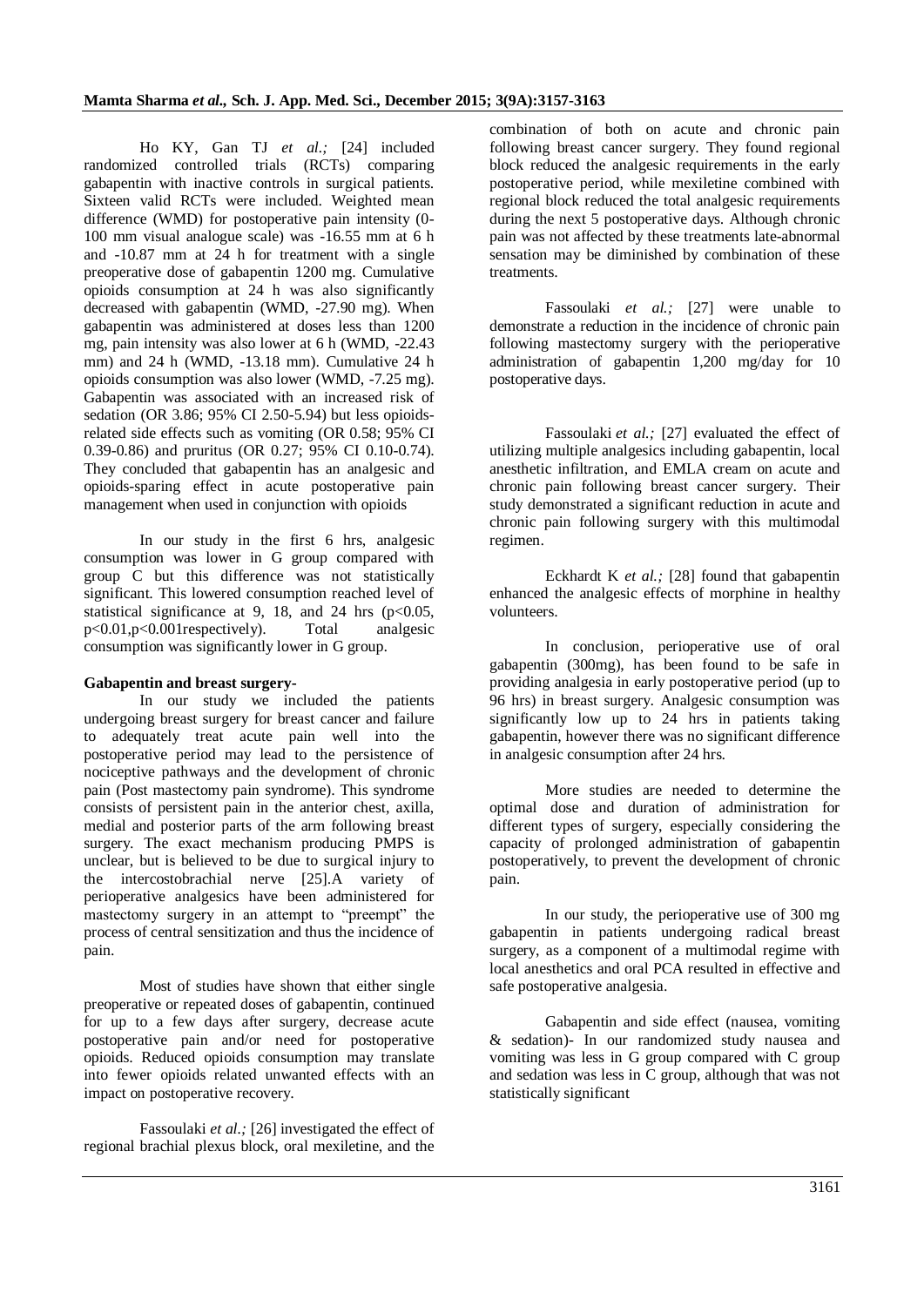Ho KY, Gan TJ *et al.;* [24] included randomized controlled trials (RCTs) comparing gabapentin with inactive controls in surgical patients. Sixteen valid RCTs were included. Weighted mean difference (WMD) for postoperative pain intensity (0-100 mm visual analogue scale) was -16.55 mm at 6 h and -10.87 mm at 24 h for treatment with a single preoperative dose of gabapentin 1200 mg. Cumulative opioids consumption at 24 h was also significantly decreased with gabapentin (WMD, -27.90 mg). When gabapentin was administered at doses less than 1200 mg, pain intensity was also lower at 6 h (WMD, -22.43 mm) and 24 h (WMD, -13.18 mm). Cumulative 24 h opioids consumption was also lower (WMD, -7.25 mg). Gabapentin was associated with an increased risk of sedation (OR 3.86; 95% CI 2.50-5.94) but less opioids-related side effects such as vomiting (OR 0.58; 95% CI 0.39-0.86) and pruritus (OR 0.27; 95% CI 0.10-0.74). They concluded that gabapentin has an analgesic and opioids-sparing effect in acute postoperative pain management when used in conjunction with opioids

In our study in the first 6 hrs, analgesic consumption was lower in G group compared with group C but this difference was not statistically significant. This lowered consumption reached level of statistical significance at 9, 18, and 24 hrs ($p<0.05$, $p<0.01$, $p<0.001$ respectively). Total analgesic consumption was significantly lower in G group.

**Gabapentin and breast surgery-**

In our study we included the patients undergoing breast surgery for breast cancer and failure to adequately treat acute pain well into the postoperative period may lead to the persistence of nociceptive pathways and the development of chronic pain (Post mastectomy pain syndrome). This syndrome consists of persistent pain in the anterior chest, axilla, medial and posterior parts of the arm following breast surgery. The exact mechanism producing PMPS is unclear, but is believed to be due to surgical injury to the intercostobrachial nerve [25].A variety of perioperative analgesics have been administered for mastectomy surgery in an attempt to "preempt" the process of central sensitization and thus the incidence of pain.

Most of studies have shown that either single preoperative or repeated doses of gabapentin, continued for up to a few days after surgery, decrease acute postoperative pain and/or need for postoperative opioids. Reduced opioids consumption may translate into fewer opioids related unwanted effects with an impact on postoperative recovery.

Fassoulaki *et al.;* [26] investigated the effect of regional brachial plexus block, oral mexiletine, and the combination of both on acute and chronic pain following breast cancer surgery. They found regional block reduced the analgesic requirements in the early postoperative period, while mexiletine combined with regional block reduced the total analgesic requirements during the next 5 postoperative days. Although chronic pain was not affected by these treatments late-abnormal sensation may be diminished by combination of these treatments.

Fassoulaki *et al.;* [27] were unable to demonstrate a reduction in the incidence of chronic pain following mastectomy surgery with the perioperative administration of gabapentin 1,200 mg/day for 10 postoperative days.

Fassoulaki *et al.;* [27] evaluated the effect of utilizing multiple analgesics including gabapentin, local anesthetic infiltration, and EMLA cream on acute and chronic pain following breast cancer surgery. Their study demonstrated a significant reduction in acute and chronic pain following surgery with this multimodal regimen.

Eckhardt K *et al.;* [28] found that gabapentin enhanced the analgesic effects of morphine in healthy volunteers.

In conclusion, perioperative use of oral gabapentin (300mg), has been found to be safe in providing analgesia in early postoperative period (up to 96 hrs) in breast surgery. Analgesic consumption was significantly low up to 24 hrs in patients taking gabapentin, however there was no significant difference in analgesic consumption after 24 hrs.

More studies are needed to determine the optimal dose and duration of administration for different types of surgery, especially considering the capacity of prolonged administration of gabapentin postoperatively, to prevent the development of chronic pain.

In our study, the perioperative use of 300 mg gabapentin in patients undergoing radical breast surgery, as a component of a multimodal regime with local anesthetics and oral PCA resulted in effective and safe postoperative analgesia.

Gabapentin and side effect (nausea, vomiting & sedation)- In our randomized study nausea and vomiting was less in G group compared with C group and sedation was less in C group, although that was not statistically significant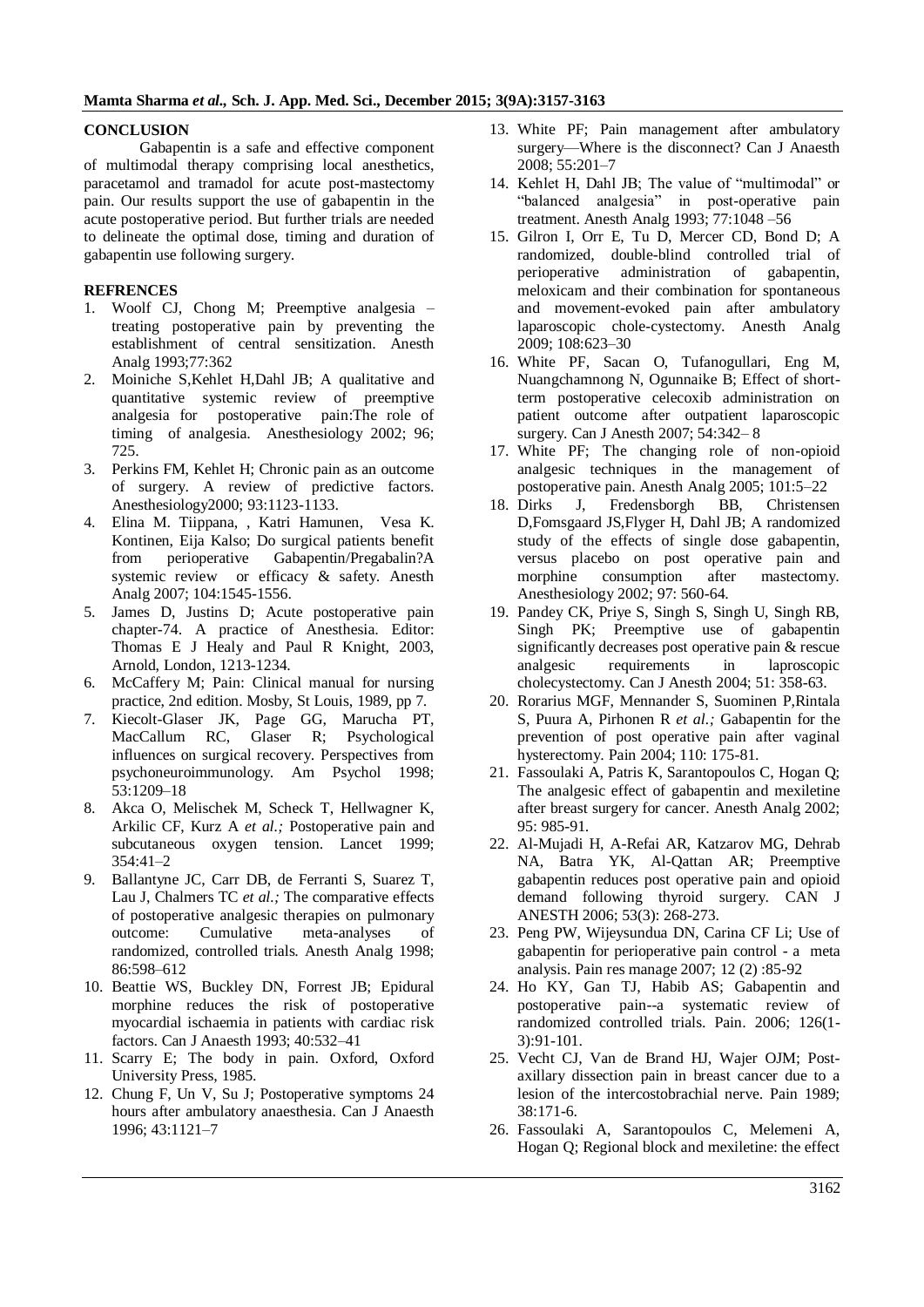## CONCLUSION

Gabapentin is a safe and effective component of multimodal therapy comprising local anesthetics, paracetamol and tramadol for acute post-mastectomy pain. Our results support the use of gabapentin in the acute postoperative period. But further trials are needed to delineate the optimal dose, timing and duration of gabapentin use following surgery.

## REFRENCES

1. Woolf CJ, Chong M; Preemptive analgesia – treating postoperative pain by preventing the establishment of central sensitization. Anesth Analg 1993;77:362
2. Moiniche S,Kehlet H,Dahl JB; A qualitative and quantitative systemic review of preemptive analgesia for postoperative pain:The role of timing of analgesia. Anesthesiology 2002; 96; 725.
3. Perkins FM, Kehlet H; Chronic pain as an outcome of surgery. A review of predictive factors. Anesthesiology2000; 93:1123-1133.
4. Elina M. Tiippana, , Katri Hamunen, Vesa K. Kontinen, Eija Kalso; Do surgical patients benefit from perioperative Gabapentin/Pregabalin?A systemic review or efficacy & safety. Anesth Analg 2007; 104:1545-1556.
5. James D, Justins D; Acute postoperative pain chapter-74. A practice of Anesthesia. Editor: Thomas E J Healy and Paul R Knight, 2003, Arnold, London, 1213-1234.
6. McCaffery M; Pain: Clinical manual for nursing practice, 2nd edition. Mosby, St Louis, 1989, pp 7.
7. Kiecolt-Glaser JK, Page GG, Marucha PT, MacCallum RC, Glaser R; Psychological influences on surgical recovery. Perspectives from psychoneuroimmunology. Am Psychol 1998; 53:1209–18
8. Akca O, Melischek M, Scheck T, Hellwagner K, Arkilic CF, Kurz A *et al.;* Postoperative pain and subcutaneous oxygen tension. Lancet 1999; 354:41–2
9. Ballantyne JC, Carr DB, de Ferranti S, Suarez T, Lau J, Chalmers TC *et al.;* The comparative effects of postoperative analgesic therapies on pulmonary outcome: Cumulative meta-analyses of randomized, controlled trials. Anesth Analg 1998; 86:598–612
10. Beattie WS, Buckley DN, Forrest JB; Epidural morphine reduces the risk of postoperative myocardial ischaemia in patients with cardiac risk factors. Can J Anaesth 1993; 40:532–41
11. Scarry E; The body in pain. Oxford, Oxford University Press, 1985.
12. Chung F, Un V, Su J; Postoperative symptoms 24 hours after ambulatory anaesthesia. Can J Anaesth 1996; 43:1121–7
13. White PF; Pain management after ambulatory surgery—Where is the disconnect? Can J Anaesth 2008; 55:201–7
14. Kehlet H, Dahl JB; The value of "multimodal" or "balanced analgesia" in post-operative pain treatment. Anesth Analg 1993; 77:1048 –56
15. Gilron I, Orr E, Tu D, Mercer CD, Bond D; A randomized, double-blind controlled trial of perioperative administration of gabapentin, meloxicam and their combination for spontaneous and movement-evoked pain after ambulatory laparoscopic chole-cystectomy. Anesth Analg 2009; 108:623–30
16. White PF, Sacan O, Tufanogullari, Eng M, Nuangchamnong N, Ogunnaike B; Effect of short-term postoperative celecoxib administration on patient outcome after outpatient laparoscopic surgery. Can J Anesth 2007; 54:342– 8
17. White PF; The changing role of non-opioid analgesic techniques in the management of postoperative pain. Anesth Analg 2005; 101:5–22
18. Dirks J, Fredensborgh BB, Christensen D,Fomsgaard JS,Flyger H, Dahl JB; A randomized study of the effects of single dose gabapentin, versus placebo on post operative pain and morphine consumption after mastectomy. Anesthesiology 2002; 97: 560-64.
19. Pandey CK, Priye S, Singh S, Singh U, Singh RB, Singh PK; Preemptive use of gabapentin significantly decreases post operative pain & rescue analgesic requirements in laproscopic cholecystectomy. Can J Anesth 2004; 51: 358-63.
20. Rorarius MGF, Mennander S, Suominen P,Rintala S, Puura A, Pirhonen R *et al.;* Gabapentin for the prevention of post operative pain after vaginal hysterectomy. Pain 2004; 110: 175-81.
21. Fassoulaki A, Patris K, Sarantopoulos C, Hogan Q; The analgesic effect of gabapentin and mexiletine after breast surgery for cancer. Anesth Analg 2002; 95: 985-91.
22. Al-Mujadi H, A-Refai AR, Katzarov MG, Dehrab NA, Batra YK, Al-Qattan AR; Preemptive gabapentin reduces post operative pain and opioid demand following thyroid surgery. CAN J ANESTH 2006; 53(3): 268-273.
23. Peng PW, Wijeysundua DN, Carina CF Li; Use of gabapentin for perioperative pain control - a meta analysis. Pain res manage 2007; 12 (2) :85-92
24. Ho KY, Gan TJ, Habib AS; Gabapentin and postoperative pain--a systematic review of randomized controlled trials. Pain. 2006; 126(1-3):91-101.
25. Vecht CJ, Van de Brand HJ, Wajer OJM; Post-axillary dissection pain in breast cancer due to a lesion of the intercostobrachial nerve. Pain 1989; 38:171-6.
26. Fassoulaki A, Sarantopoulos C, Melemeni A, Hogan Q; Regional block and mexiletine: the effect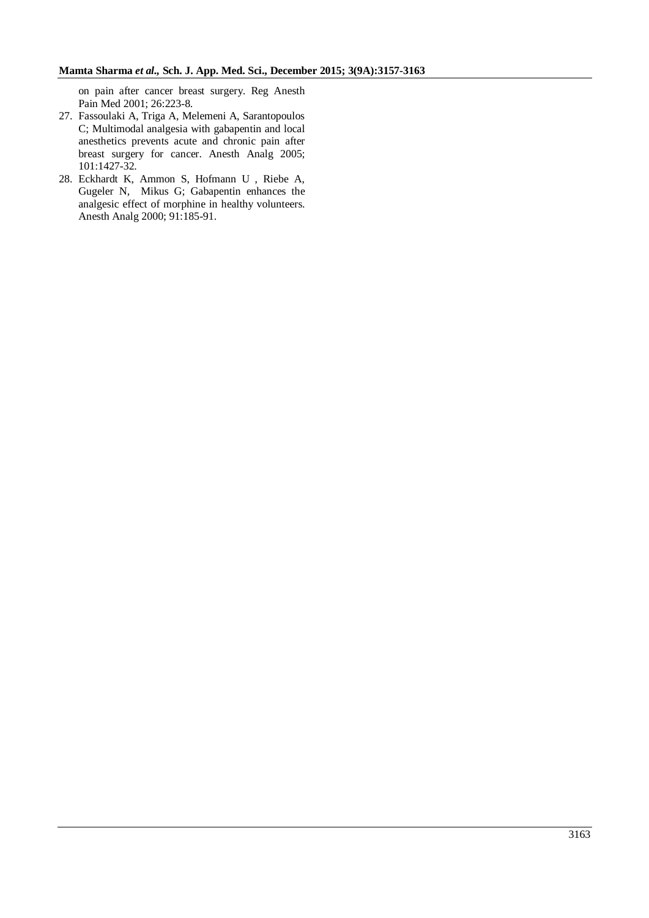on pain after cancer breast surgery. Reg Anesth Pain Med 2001; 26:223-8.

27. Fassoulaki A, Triga A, Melemeni A, Sarantopoulos C; Multimodal analgesia with gabapentin and local anesthetics prevents acute and chronic pain after breast surgery for cancer. Anesth Analg 2005; 101:1427-32.
28. Eckhardt K, Ammon S, Hofmann U , Riebe A, Gugeler N, Mikus G; Gabapentin enhances the analgesic effect of morphine in healthy volunteers. Anesth Analg 2000; 91:185-91.